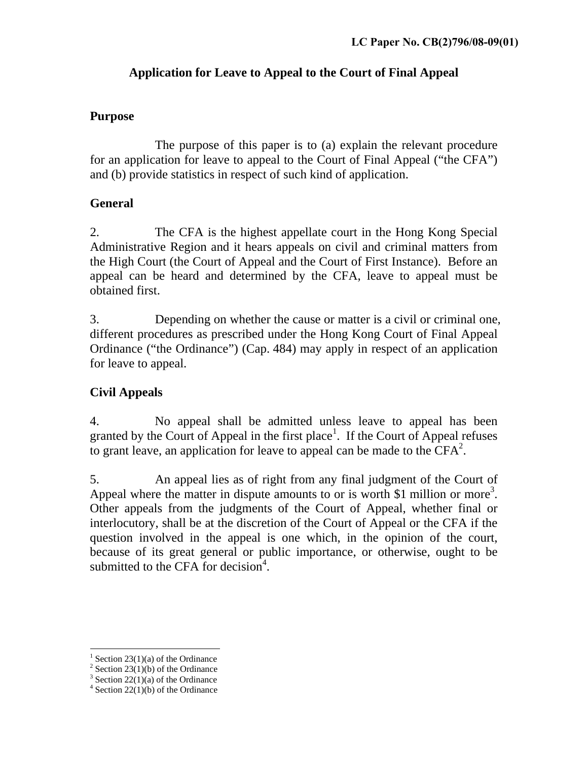**LC Paper No. CB(2)796/08-09(01)**

# Application for Leave to Appeal to the Court of Final Appeal

## Purpose

The purpose of this paper is to (a) explain the relevant procedure for an application for leave to appeal to the Court of Final Appeal ("the CFA") and (b) provide statistics in respect of such kind of application.

## General

2. The CFA is the highest appellate court in the Hong Kong Special Administrative Region and it hears appeals on civil and criminal matters from the High Court (the Court of Appeal and the Court of First Instance). Before an appeal can be heard and determined by the CFA, leave to appeal must be obtained first.

3. Depending on whether the cause or matter is a civil or criminal one, different procedures as prescribed under the Hong Kong Court of Final Appeal Ordinance ("the Ordinance") (Cap. 484) may apply in respect of an application for leave to appeal.

## Civil Appeals

4. No appeal shall be admitted unless leave to appeal has been granted by the Court of Appeal in the first place[1]. If the Court of Appeal refuses to grant leave, an application for leave to appeal can be made to the CFA[2].

5. An appeal lies as of right from any final judgment of the Court of Appeal where the matter in dispute amounts to or is worth $1 million or more[3]. Other appeals from the judgments of the Court of Appeal, whether final or interlocutory, shall be at the discretion of the Court of Appeal or the CFA if the question involved in the appeal is one which, in the opinion of the court, because of its great general or public importance, or otherwise, ought to be submitted to the CFA for decision[4].

---

[1] Section 23(1)(a) of the Ordinance
[2] Section 23(1)(b) of the Ordinance
[3] Section 22(1)(a) of the Ordinance
[4] Section 22(1)(b) of the Ordinance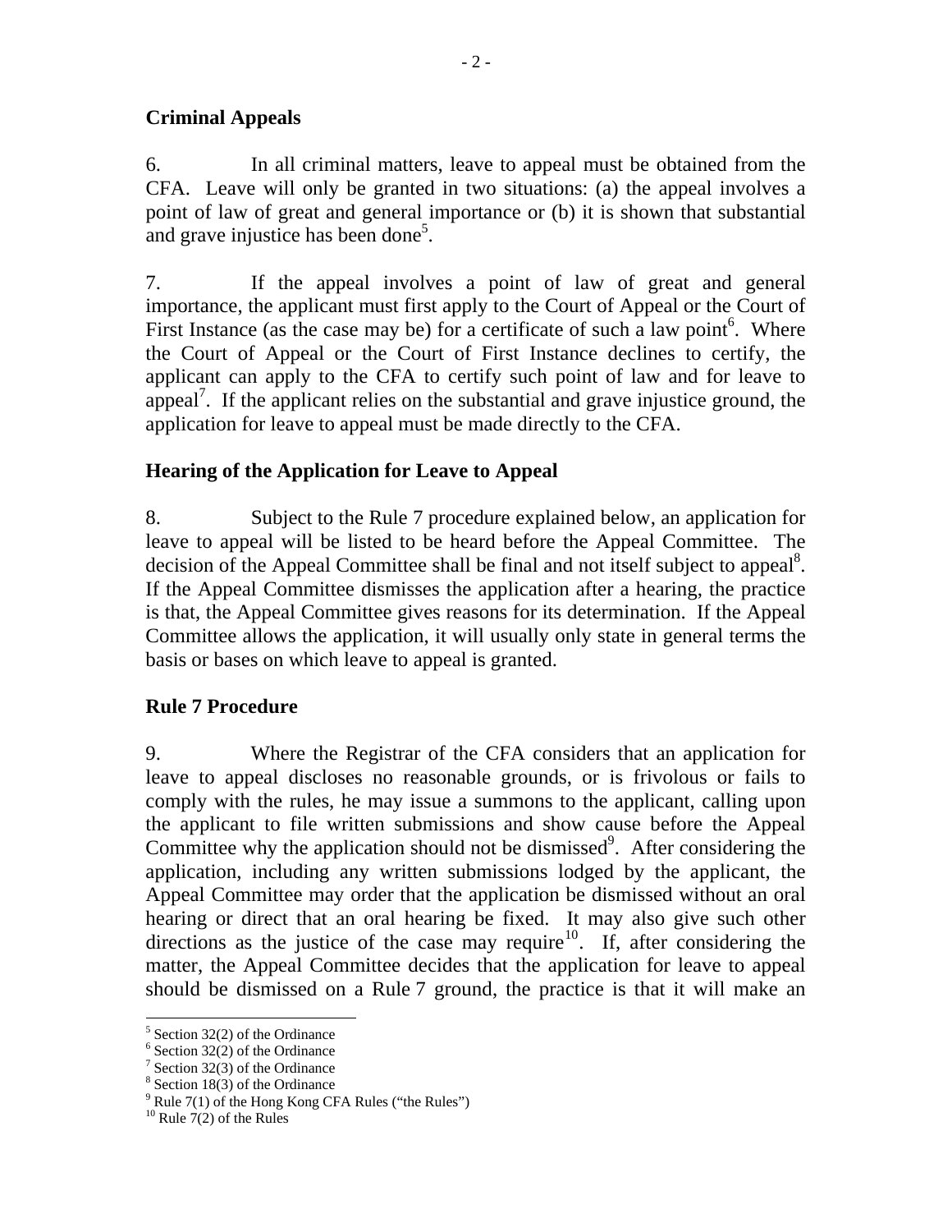## Criminal Appeals

6. In all criminal matters, leave to appeal must be obtained from the CFA. Leave will only be granted in two situations: (a) the appeal involves a point of law of great and general importance or (b) it is shown that substantial and grave injustice has been done[5].

7. If the appeal involves a point of law of great and general importance, the applicant must first apply to the Court of Appeal or the Court of First Instance (as the case may be) for a certificate of such a law point[6]. Where the Court of Appeal or the Court of First Instance declines to certify, the applicant can apply to the CFA to certify such point of law and for leave to appeal[7]. If the applicant relies on the substantial and grave injustice ground, the application for leave to appeal must be made directly to the CFA.

## Hearing of the Application for Leave to Appeal

8. Subject to the Rule 7 procedure explained below, an application for leave to appeal will be listed to be heard before the Appeal Committee. The decision of the Appeal Committee shall be final and not itself subject to appeal[8]. If the Appeal Committee dismisses the application after a hearing, the practice is that, the Appeal Committee gives reasons for its determination. If the Appeal Committee allows the application, it will usually only state in general terms the basis or bases on which leave to appeal is granted.

## Rule 7 Procedure

9. Where the Registrar of the CFA considers that an application for leave to appeal discloses no reasonable grounds, or is frivolous or fails to comply with the rules, he may issue a summons to the applicant, calling upon the applicant to file written submissions and show cause before the Appeal Committee why the application should not be dismissed[9]. After considering the application, including any written submissions lodged by the applicant, the Appeal Committee may order that the application be dismissed without an oral hearing or direct that an oral hearing be fixed. It may also give such other directions as the justice of the case may require[10]. If, after considering the matter, the Appeal Committee decides that the application for leave to appeal should be dismissed on a Rule 7 ground, the practice is that it will make an

[5] Section 32(2) of the Ordinance
[6] Section 32(2) of the Ordinance
[7] Section 32(3) of the Ordinance
[8] Section 18(3) of the Ordinance
[9] Rule 7(1) of the Hong Kong CFA Rules ("the Rules")
[10] Rule 7(2) of the Rules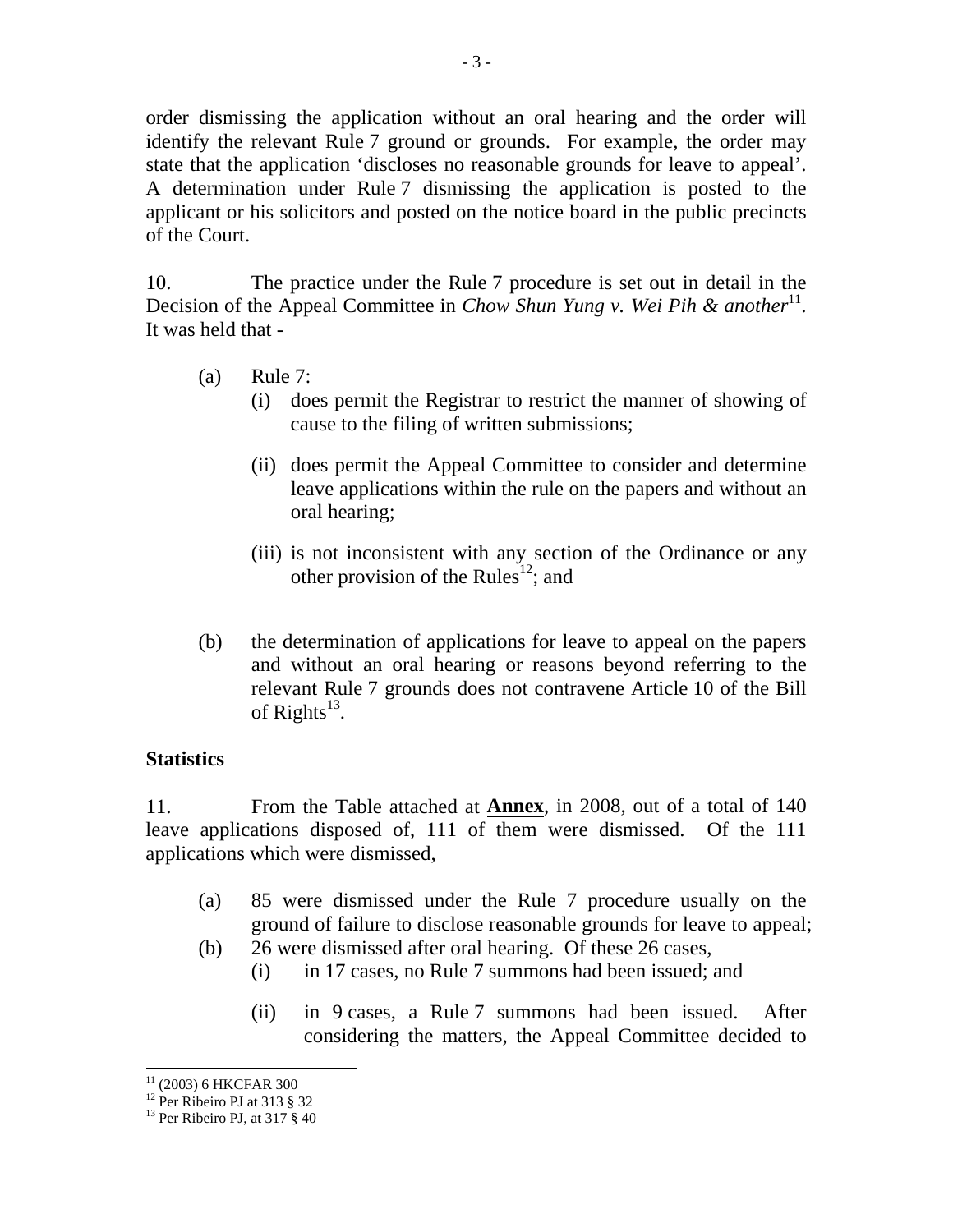order dismissing the application without an oral hearing and the order will identify the relevant Rule 7 ground or grounds. For example, the order may state that the application 'discloses no reasonable grounds for leave to appeal'. A determination under Rule 7 dismissing the application is posted to the applicant or his solicitors and posted on the notice board in the public precincts of the Court.

10. The practice under the Rule 7 procedure is set out in detail in the Decision of the Appeal Committee in *Chow Shun Yung v. Wei Pih & another*[11]. It was held that -

(a) Rule 7:

  (i) does permit the Registrar to restrict the manner of showing of cause to the filing of written submissions;

  (ii) does permit the Appeal Committee to consider and determine leave applications within the rule on the papers and without an oral hearing;

  (iii) is not inconsistent with any section of the Ordinance or any other provision of the Rules[12]; and

(b) the determination of applications for leave to appeal on the papers and without an oral hearing or reasons beyond referring to the relevant Rule 7 grounds does not contravene Article 10 of the Bill of Rights[13].

**Statistics**

11. From the Table attached at **<u>Annex</u>**, in 2008, out of a total of 140 leave applications disposed of, 111 of them were dismissed. Of the 111 applications which were dismissed,

(a) 85 were dismissed under the Rule 7 procedure usually on the ground of failure to disclose reasonable grounds for leave to appeal;

(b) 26 were dismissed after oral hearing. Of these 26 cases,

  (i) in 17 cases, no Rule 7 summons had been issued; and

  (ii) in 9 cases, a Rule 7 summons had been issued. After considering the matters, the Appeal Committee decided to

---

[11] (2003) 6 HKCFAR 300

[12] Per Ribeiro PJ at 313 § 32

[13] Per Ribeiro PJ, at 317 § 40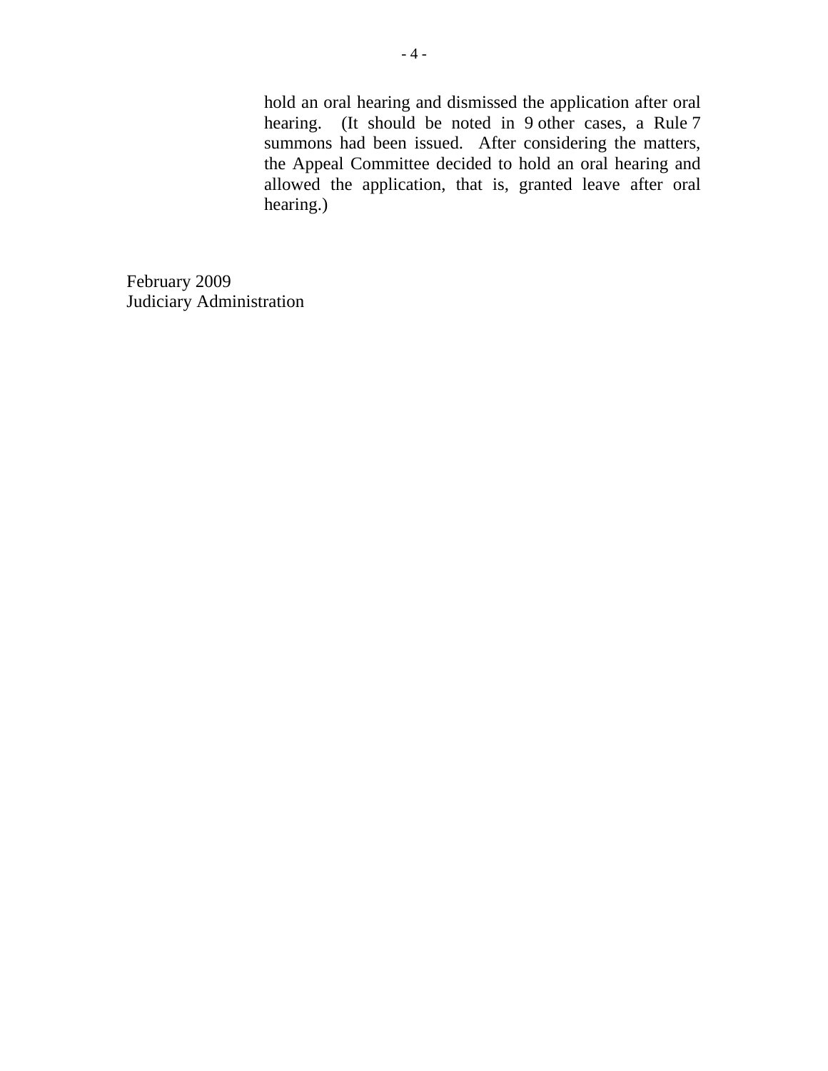hold an oral hearing and dismissed the application after oral hearing. (It should be noted in 9 other cases, a Rule 7 summons had been issued. After considering the matters, the Appeal Committee decided to hold an oral hearing and allowed the application, that is, granted leave after oral hearing.)

February 2009
Judiciary Administration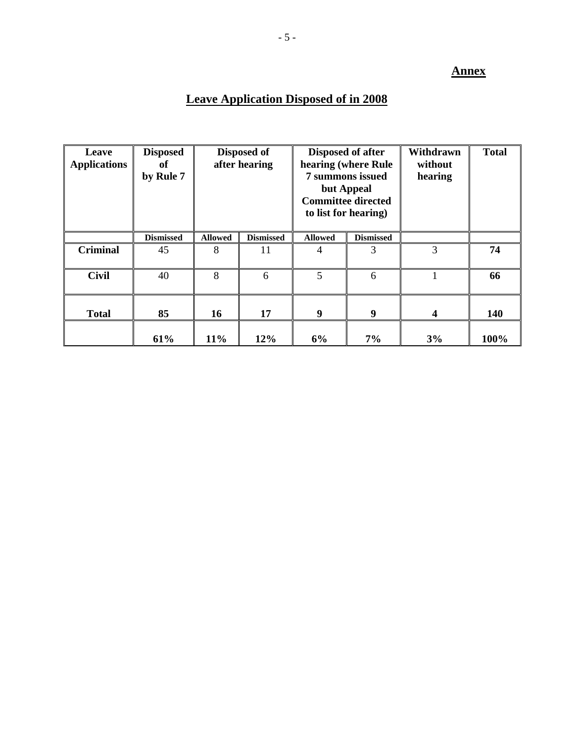**Annex**

## Leave Application Disposed of in 2008

| Leave Applications | Disposed of by Rule 7 | Disposed of after hearing | | Disposed of after hearing (where Rule 7 summons issued but Appeal Committee directed to list for hearing) | | Withdrawn without hearing | Total |
|---|---|---|---|---|---|---|---|
| | Dismissed | Allowed | Dismissed | Allowed | Dismissed | | |
| **Criminal** | 45 | 8 | 11 | 4 | 3 | 3 | **74** |
| **Civil** | 40 | 8 | 6 | 5 | 6 | 1 | **66** |
| **Total** | **85** | **16** | **17** | **9** | **9** | **4** | **140** |
| | **61%** | **11%** | **12%** | **6%** | **7%** | **3%** | **100%** |